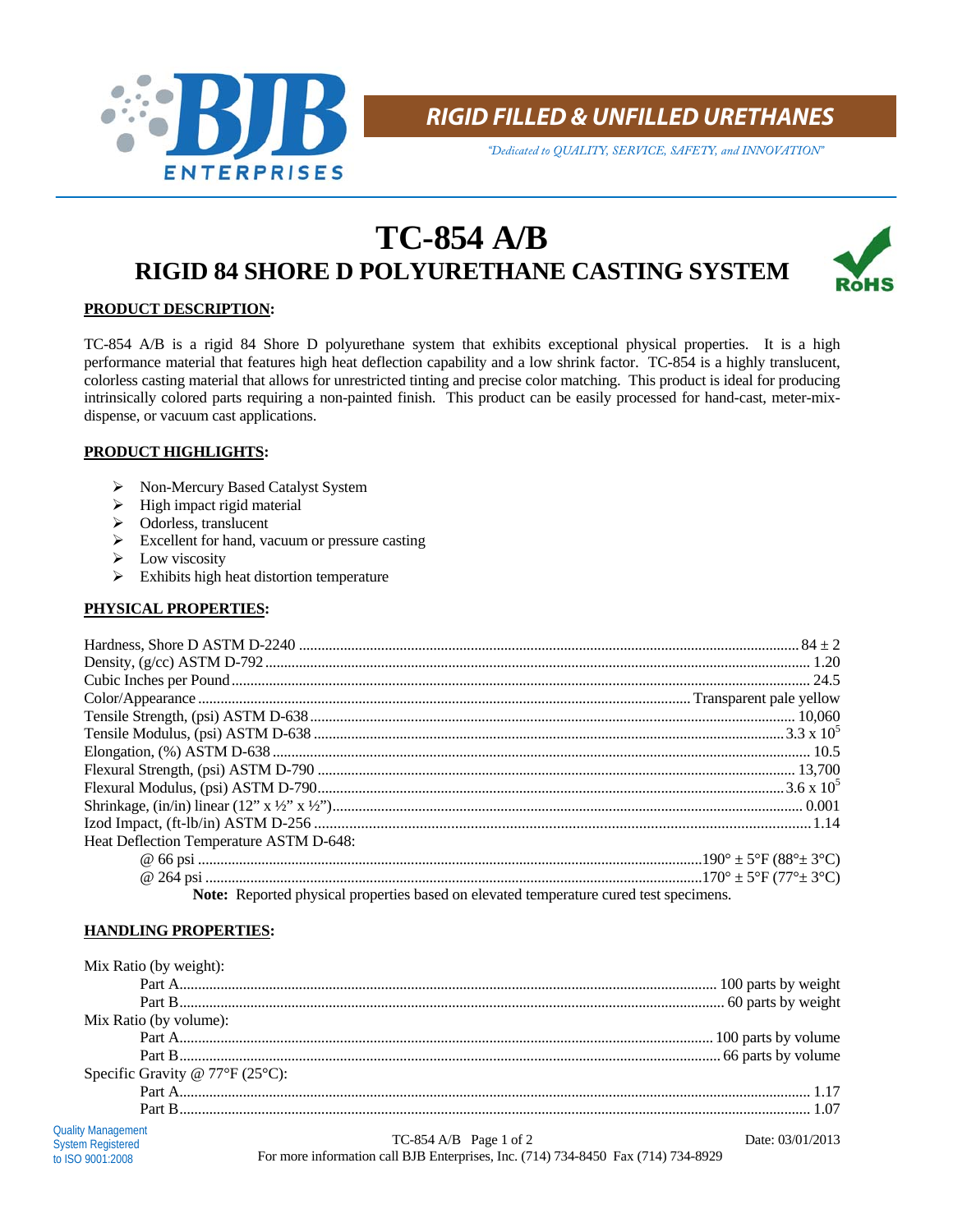**BJB ENTERPRISES**

**RIGID FILLED & UNFILLED URETHANES**

*"Dedicated to QUALITY, SERVICE, SAFETY, and INNOVATION"*

# TC-854 A/B

## RIGID 84 SHORE D POLYURETHANE CASTING SYSTEM

RoHS

**PRODUCT DESCRIPTION:**

TC-854 A/B is a rigid 84 Shore D polyurethane system that exhibits exceptional physical properties. It is a high performance material that features high heat deflection capability and a low shrink factor. TC-854 is a highly translucent, colorless casting material that allows for unrestricted tinting and precise color matching. This product is ideal for producing intrinsically colored parts requiring a non-painted finish. This product can be easily processed for hand-cast, meter-mix-dispense, or vacuum cast applications.

**PRODUCT HIGHLIGHTS:**

- Non-Mercury Based Catalyst System
- High impact rigid material
- Odorless, translucent
- Excellent for hand, vacuum or pressure casting
- Low viscosity
- Exhibits high heat distortion temperature

**PHYSICAL PROPERTIES:**

| Property | Value |
|---|---|
| Hardness, Shore D ASTM D-2240 | 84 ± 2 |
| Density, (g/cc) ASTM D-792 | 1.20 |
| Cubic Inches per Pound | 24.5 |
| Color/Appearance | Transparent pale yellow |
| Tensile Strength, (psi) ASTM D-638 | 10,060 |
| Tensile Modulus, (psi) ASTM D-638 | $3.3 \times 10^5$ |
| Elongation, (%) ASTM D-638 | 10.5 |
| Flexural Strength, (psi) ASTM D-790 | 13,700 |
| Flexural Modulus, (psi) ASTM D-790 | $3.6 \times 10^5$ |
| Shrinkage, (in/in) linear (12" x ½" x ½") | 0.001 |
| Izod Impact, (ft-lb/in) ASTM D-256 | 1.14 |
| Heat Deflection Temperature ASTM D-648: | |
| @ 66 psi | 190° ± 5°F (88°± 3°C) |
| @ 264 psi | 170° ± 5°F (77°± 3°C) |

**Note:** Reported physical properties based on elevated temperature cured test specimens.

**HANDLING PROPERTIES:**

| Property | Value |
|---|---|
| Mix Ratio (by weight): | |
| Part A | 100 parts by weight |
| Part B | 60 parts by weight |
| Mix Ratio (by volume): | |
| Part A | 100 parts by volume |
| Part B | 66 parts by volume |
| Specific Gravity @ 77°F (25°C): | |
| Part A | 1.17 |
| Part B | 1.07 |

Quality Management System Registered to ISO 9001:2008

Date: 03/01/2013

For more information call BJB Enterprises, Inc. (714) 734-8450 Fax (714) 734-8929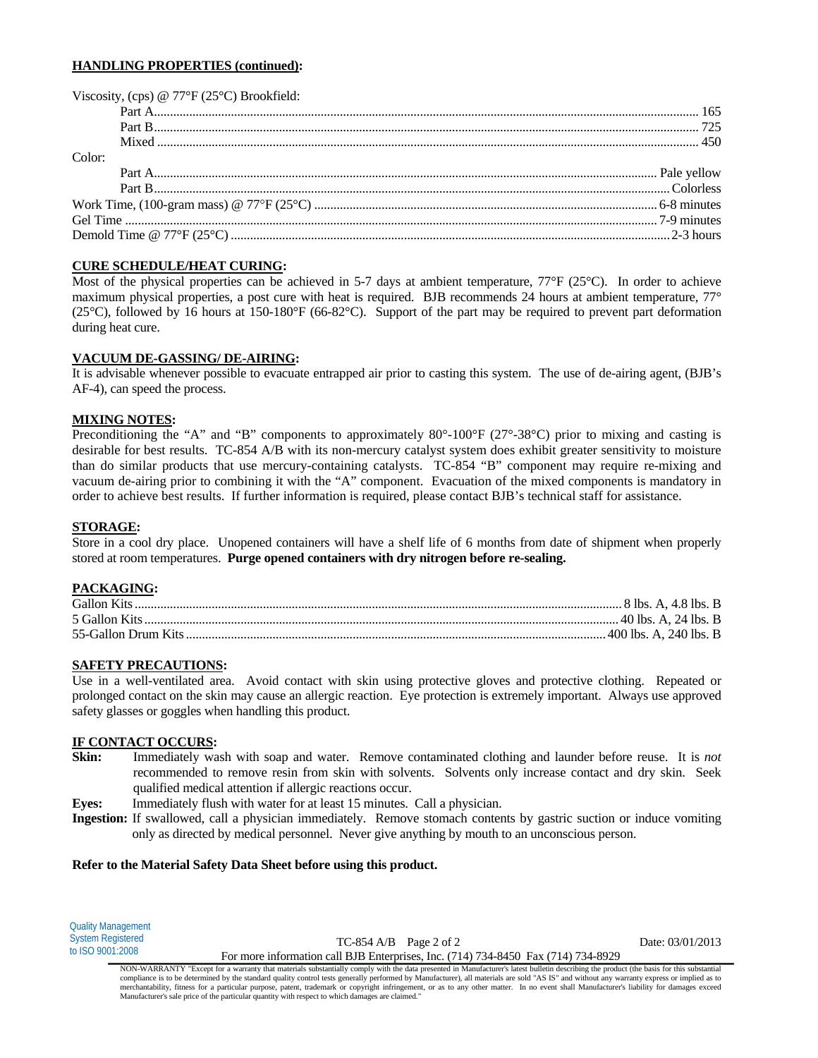## HANDLING PROPERTIES (continued):

| | |
|---|---|
| Viscosity, (cps) @ 77°F (25°C) Brookfield: | |
| Part A | 165 |
| Part B | 725 |
| Mixed | 450 |
| Color: | |
| Part A | Pale yellow |
| Part B | Colorless |
| Work Time, (100-gram mass) @ 77°F (25°C) | 6-8 minutes |
| Gel Time | 7-9 minutes |
| Demold Time @ 77°F (25°C) | 2-3 hours |

## CURE SCHEDULE/HEAT CURING:

Most of the physical properties can be achieved in 5-7 days at ambient temperature, 77°F (25°C). In order to achieve maximum physical properties, a post cure with heat is required. BJB recommends 24 hours at ambient temperature, 77° (25°C), followed by 16 hours at 150-180°F (66-82°C). Support of the part may be required to prevent part deformation during heat cure.

## VACUUM DE-GASSING/ DE-AIRING:

It is advisable whenever possible to evacuate entrapped air prior to casting this system. The use of de-airing agent, (BJB's AF-4), can speed the process.

## MIXING NOTES:

Preconditioning the "A" and "B" components to approximately 80°-100°F (27°-38°C) prior to mixing and casting is desirable for best results. TC-854 A/B with its non-mercury catalyst system does exhibit greater sensitivity to moisture than do similar products that use mercury-containing catalysts. TC-854 "B" component may require re-mixing and vacuum de-airing prior to combining it with the "A" component. Evacuation of the mixed components is mandatory in order to achieve best results. If further information is required, please contact BJB's technical staff for assistance.

## STORAGE:

Store in a cool dry place. Unopened containers will have a shelf life of 6 months from date of shipment when properly stored at room temperatures. **Purge opened containers with dry nitrogen before re-sealing.**

## PACKAGING:

| | |
|---|---|
| Gallon Kits | 8 lbs. A, 4.8 lbs. B |
| 5 Gallon Kits | 40 lbs. A, 24 lbs. B |
| 55-Gallon Drum Kits | 400 lbs. A, 240 lbs. B |

## SAFETY PRECAUTIONS:

Use in a well-ventilated area. Avoid contact with skin using protective gloves and protective clothing. Repeated or prolonged contact on the skin may cause an allergic reaction. Eye protection is extremely important. Always use approved safety glasses or goggles when handling this product.

## IF CONTACT OCCURS:

**Skin:** Immediately wash with soap and water. Remove contaminated clothing and launder before reuse. It is *not* recommended to remove resin from skin with solvents. Solvents only increase contact and dry skin. Seek qualified medical attention if allergic reactions occur.

**Eyes:** Immediately flush with water for at least 15 minutes. Call a physician.

**Ingestion:** If swallowed, call a physician immediately. Remove stomach contents by gastric suction or induce vomiting only as directed by medical personnel. Never give anything by mouth to an unconscious person.

**Refer to the Material Safety Data Sheet before using this product.**

Quality Management System Registered to ISO 9001:2008

TC-854 A/B Page 2 of 2 Date: 03/01/2013

For more information call BJB Enterprises, Inc. (714) 734-8450 Fax (714) 734-8929

NON-WARRANTY "Except for a warranty that materials substantially comply with the data presented in Manufacturer's latest bulletin describing the product (the basis for this substantial compliance is to be determined by the standard quality control tests generally performed by Manufacturer), all materials are sold "AS IS" and without any warranty express or implied as to merchantability, fitness for a particular purpose, patent, trademark or copyright infringement, or as to any other matter. In no event shall Manufacturer's liability for damages exceed Manufacturer's sale price of the particular quantity with respect to which damages are claimed."